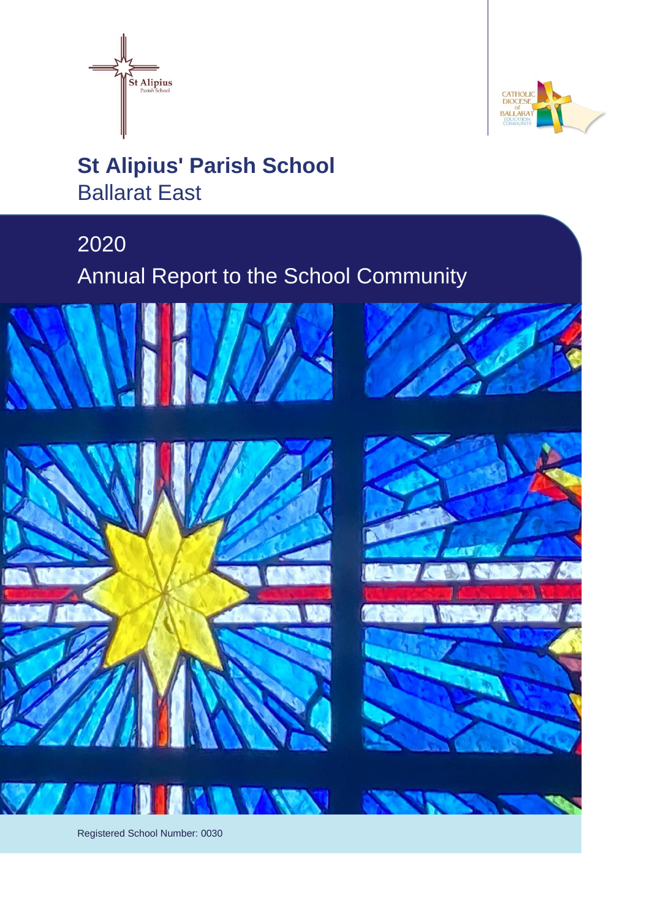St Alipius
Parish School

CATHOLIC DIOCESE of BALLARAT EDUCATION COMMUNITY

# St Alipius' Parish School
## Ballarat East

## 2020
## Annual Report to the School Community

Registered School Number: 0030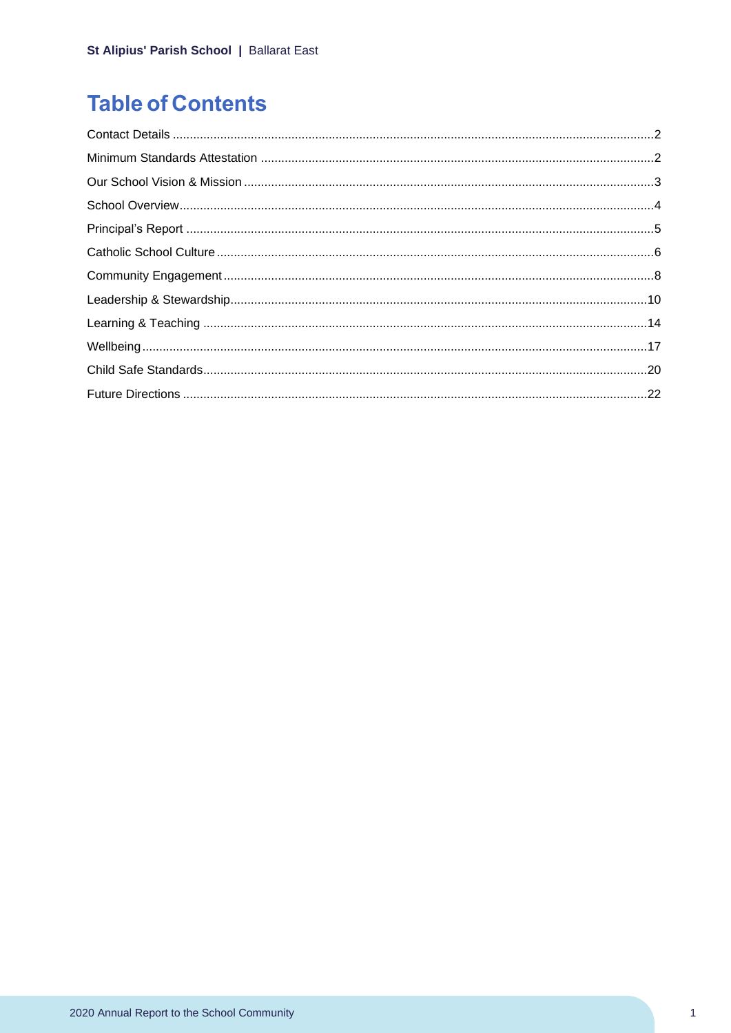# Table of Contents

Contact Details ....................................................................................................2

Minimum Standards Attestation ..........................................................................2

Our School Vision & Mission ...............................................................................3

School Overview..................................................................................................4

Principal's Report ................................................................................................5

Catholic School Culture .......................................................................................6

Community Engagement .....................................................................................8

Leadership & Stewardship..................................................................................10

Learning & Teaching ..........................................................................................14

Wellbeing ...........................................................................................................17

Child Safe Standards..........................................................................................20

Future Directions ...............................................................................................22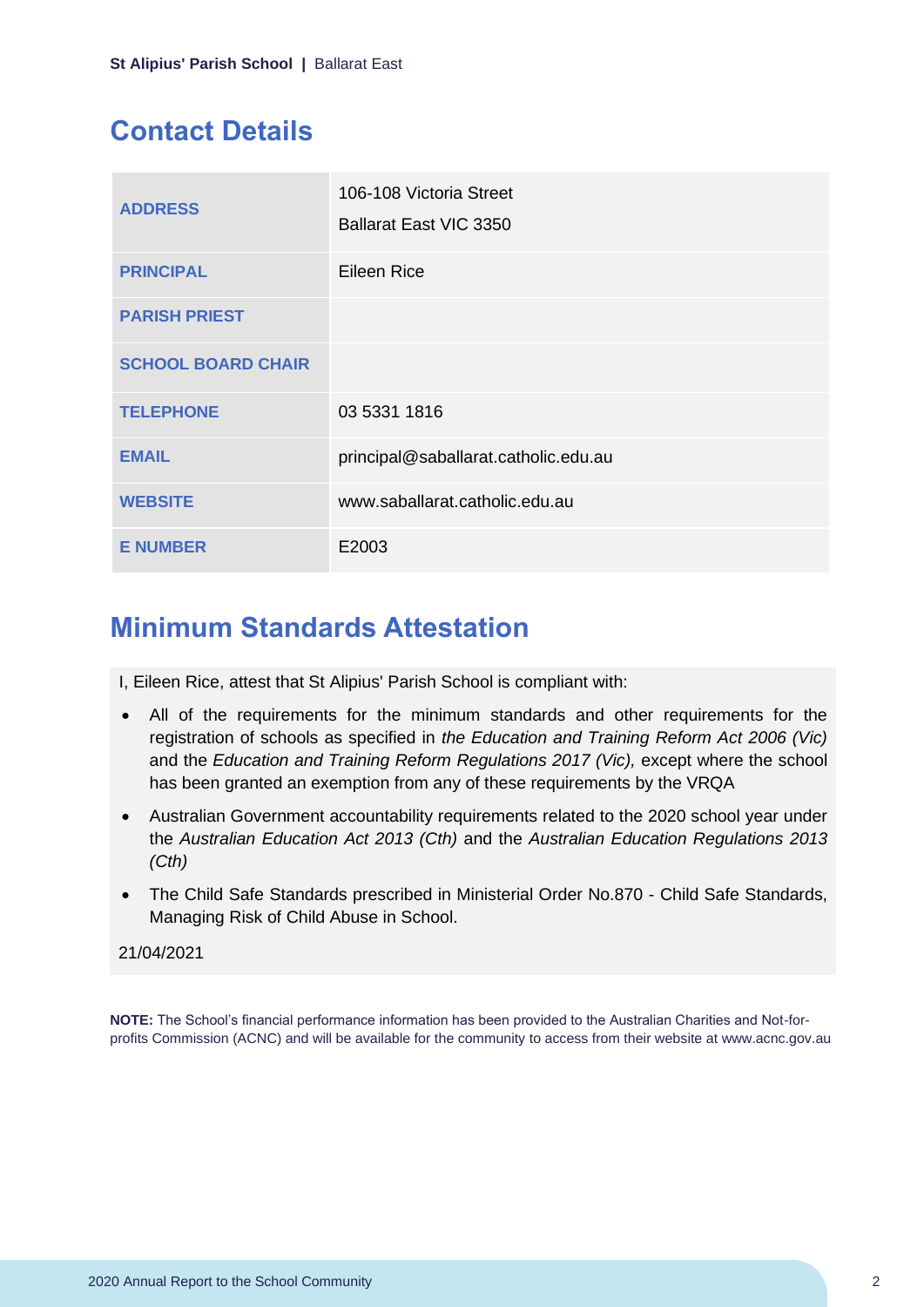## Contact Details

| | |
|---|---|
| **ADDRESS** | 106-108 Victoria Street<br>Ballarat East VIC 3350 |
| **PRINCIPAL** | Eileen Rice |
| **PARISH PRIEST** | |
| **SCHOOL BOARD CHAIR** | |
| **TELEPHONE** | 03 5331 1816 |
| **EMAIL** | principal@saballarat.catholic.edu.au |
| **WEBSITE** | www.saballarat.catholic.edu.au |
| **E NUMBER** | E2003 |

## Minimum Standards Attestation

I, Eileen Rice, attest that St Alipius' Parish School is compliant with:

- All of the requirements for the minimum standards and other requirements for the registration of schools as specified in *the Education and Training Reform Act 2006 (Vic)* and the *Education and Training Reform Regulations 2017 (Vic),* except where the school has been granted an exemption from any of these requirements by the VRQA
- Australian Government accountability requirements related to the 2020 school year under the *Australian Education Act 2013 (Cth)* and the *Australian Education Regulations 2013 (Cth)*
- The Child Safe Standards prescribed in Ministerial Order No.870 - Child Safe Standards, Managing Risk of Child Abuse in School.

21/04/2021

**NOTE:** The School's financial performance information has been provided to the Australian Charities and Not-for-profits Commission (ACNC) and will be available for the community to access from their website at www.acnc.gov.au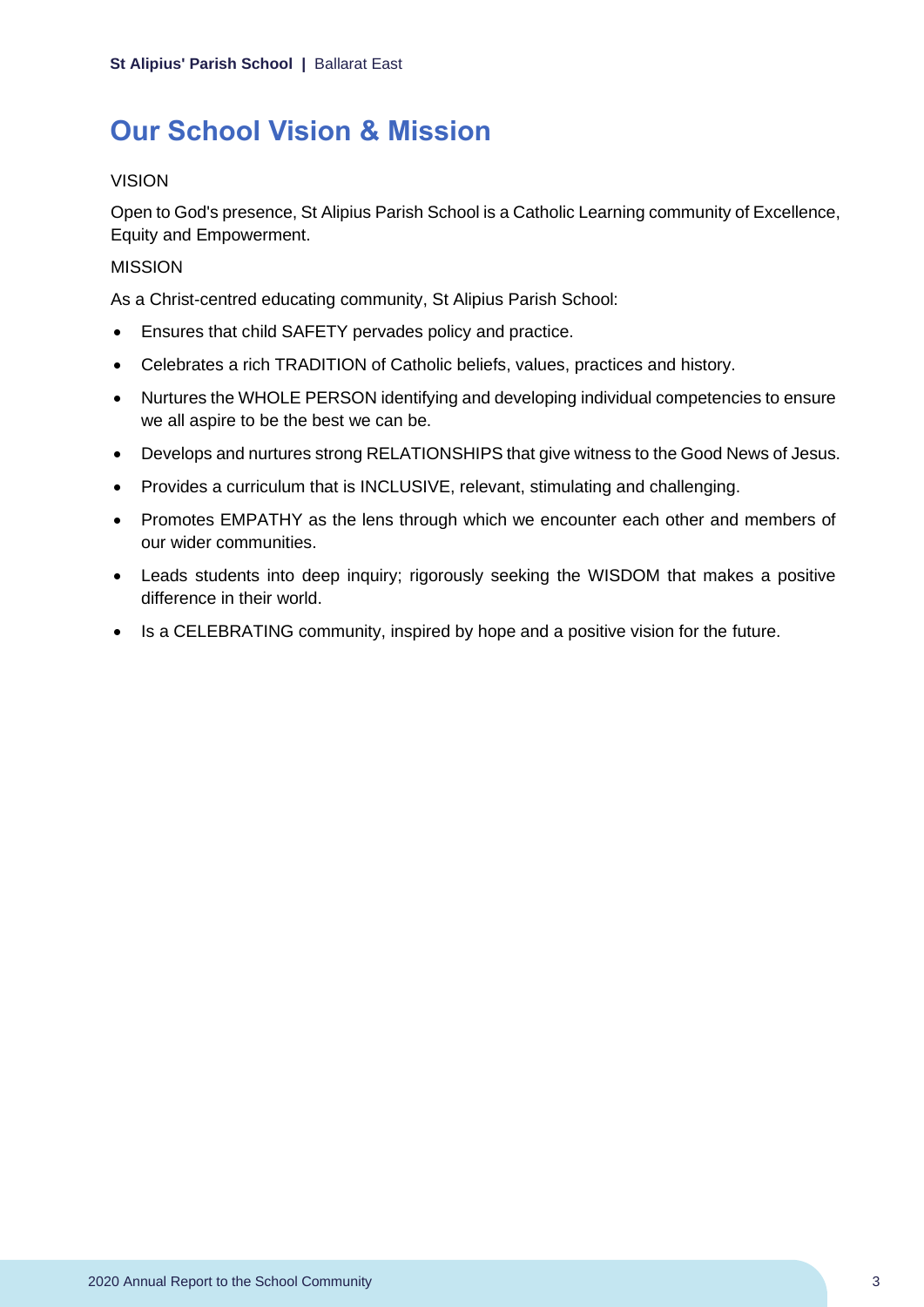# Our School Vision & Mission

VISION

Open to God's presence, St Alipius Parish School is a Catholic Learning community of Excellence, Equity and Empowerment.

MISSION

As a Christ-centred educating community, St Alipius Parish School:

- Ensures that child SAFETY pervades policy and practice.
- Celebrates a rich TRADITION of Catholic beliefs, values, practices and history.
- Nurtures the WHOLE PERSON identifying and developing individual competencies to ensure we all aspire to be the best we can be.
- Develops and nurtures strong RELATIONSHIPS that give witness to the Good News of Jesus.
- Provides a curriculum that is INCLUSIVE, relevant, stimulating and challenging.
- Promotes EMPATHY as the lens through which we encounter each other and members of our wider communities.
- Leads students into deep inquiry; rigorously seeking the WISDOM that makes a positive difference in their world.
- Is a CELEBRATING community, inspired by hope and a positive vision for the future.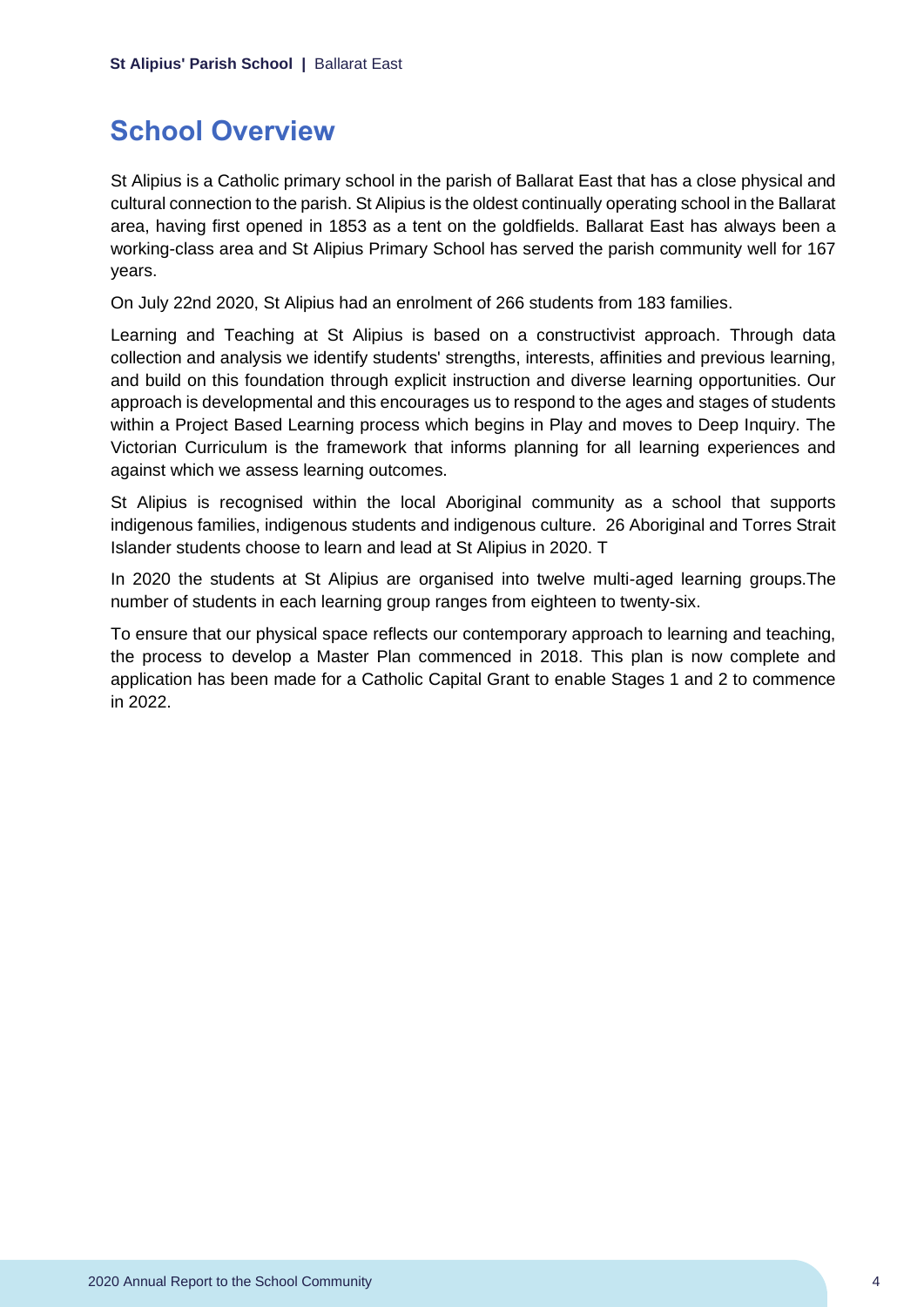## School Overview

St Alipius is a Catholic primary school in the parish of Ballarat East that has a close physical and cultural connection to the parish. St Alipius is the oldest continually operating school in the Ballarat area, having first opened in 1853 as a tent on the goldfields. Ballarat East has always been a working-class area and St Alipius Primary School has served the parish community well for 167 years.

On July 22nd 2020, St Alipius had an enrolment of 266 students from 183 families.

Learning and Teaching at St Alipius is based on a constructivist approach. Through data collection and analysis we identify students' strengths, interests, affinities and previous learning, and build on this foundation through explicit instruction and diverse learning opportunities. Our approach is developmental and this encourages us to respond to the ages and stages of students within a Project Based Learning process which begins in Play and moves to Deep Inquiry. The Victorian Curriculum is the framework that informs planning for all learning experiences and against which we assess learning outcomes.

St Alipius is recognised within the local Aboriginal community as a school that supports indigenous families, indigenous students and indigenous culture. 26 Aboriginal and Torres Strait Islander students choose to learn and lead at St Alipius in 2020. T

In 2020 the students at St Alipius are organised into twelve multi-aged learning groups.The number of students in each learning group ranges from eighteen to twenty-six.

To ensure that our physical space reflects our contemporary approach to learning and teaching, the process to develop a Master Plan commenced in 2018. This plan is now complete and application has been made for a Catholic Capital Grant to enable Stages 1 and 2 to commence in 2022.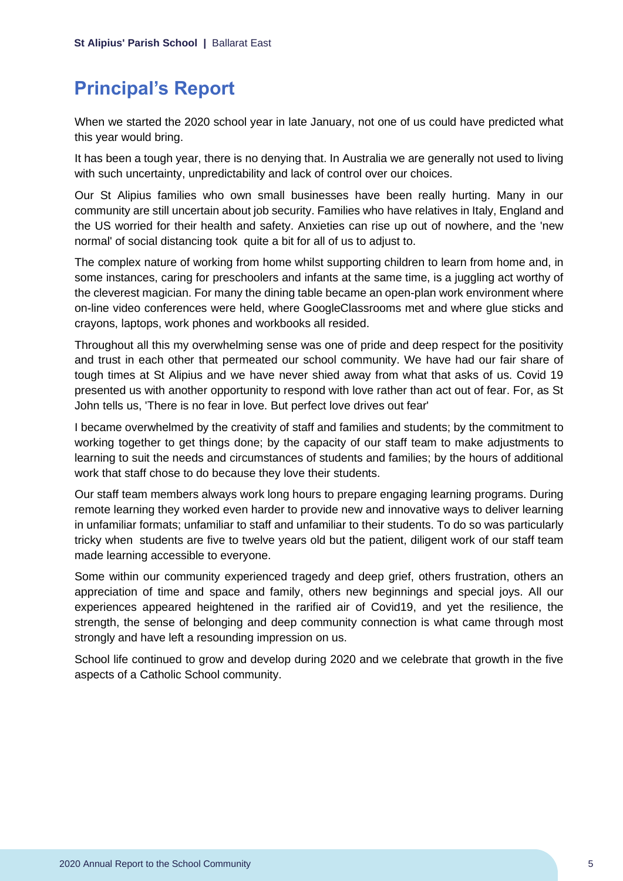# Principal's Report

When we started the 2020 school year in late January, not one of us could have predicted what this year would bring.

It has been a tough year, there is no denying that. In Australia we are generally not used to living with such uncertainty, unpredictability and lack of control over our choices.

Our St Alipius families who own small businesses have been really hurting. Many in our community are still uncertain about job security. Families who have relatives in Italy, England and the US worried for their health and safety. Anxieties can rise up out of nowhere, and the 'new normal' of social distancing took quite a bit for all of us to adjust to.

The complex nature of working from home whilst supporting children to learn from home and, in some instances, caring for preschoolers and infants at the same time, is a juggling act worthy of the cleverest magician. For many the dining table became an open-plan work environment where on-line video conferences were held, where GoogleClassrooms met and where glue sticks and crayons, laptops, work phones and workbooks all resided.

Throughout all this my overwhelming sense was one of pride and deep respect for the positivity and trust in each other that permeated our school community. We have had our fair share of tough times at St Alipius and we have never shied away from what that asks of us. Covid 19 presented us with another opportunity to respond with love rather than act out of fear. For, as St John tells us, 'There is no fear in love. But perfect love drives out fear'

I became overwhelmed by the creativity of staff and families and students; by the commitment to working together to get things done; by the capacity of our staff team to make adjustments to learning to suit the needs and circumstances of students and families; by the hours of additional work that staff chose to do because they love their students.

Our staff team members always work long hours to prepare engaging learning programs. During remote learning they worked even harder to provide new and innovative ways to deliver learning in unfamiliar formats; unfamiliar to staff and unfamiliar to their students. To do so was particularly tricky when students are five to twelve years old but the patient, diligent work of our staff team made learning accessible to everyone.

Some within our community experienced tragedy and deep grief, others frustration, others an appreciation of time and space and family, others new beginnings and special joys. All our experiences appeared heightened in the rarified air of Covid19, and yet the resilience, the strength, the sense of belonging and deep community connection is what came through most strongly and have left a resounding impression on us.

School life continued to grow and develop during 2020 and we celebrate that growth in the five aspects of a Catholic School community.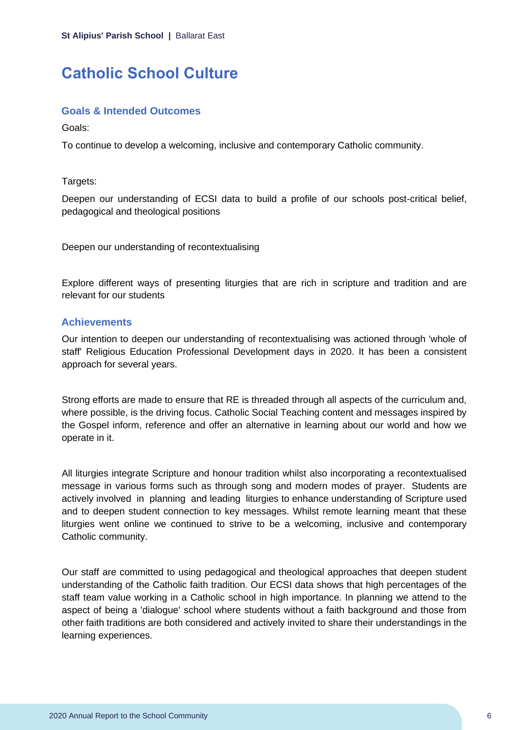# Catholic School Culture

## Goals & Intended Outcomes

Goals:

To continue to develop a welcoming, inclusive and contemporary Catholic community.

Targets:

Deepen our understanding of ECSI data to build a profile of our schools post-critical belief, pedagogical and theological positions

Deepen our understanding of recontextualising

Explore different ways of presenting liturgies that are rich in scripture and tradition and are relevant for our students

## Achievements

Our intention to deepen our understanding of recontextualising was actioned through 'whole of staff' Religious Education Professional Development days in 2020. It has been a consistent approach for several years.

Strong efforts are made to ensure that RE is threaded through all aspects of the curriculum and, where possible, is the driving focus. Catholic Social Teaching content and messages inspired by the Gospel inform, reference and offer an alternative in learning about our world and how we operate in it.

All liturgies integrate Scripture and honour tradition whilst also incorporating a recontextualised message in various forms such as through song and modern modes of prayer. Students are actively involved in planning and leading liturgies to enhance understanding of Scripture used and to deepen student connection to key messages. Whilst remote learning meant that these liturgies went online we continued to strive to be a welcoming, inclusive and contemporary Catholic community.

Our staff are committed to using pedagogical and theological approaches that deepen student understanding of the Catholic faith tradition. Our ECSI data shows that high percentages of the staff team value working in a Catholic school in high importance. In planning we attend to the aspect of being a 'dialogue' school where students without a faith background and those from other faith traditions are both considered and actively invited to share their understandings in the learning experiences.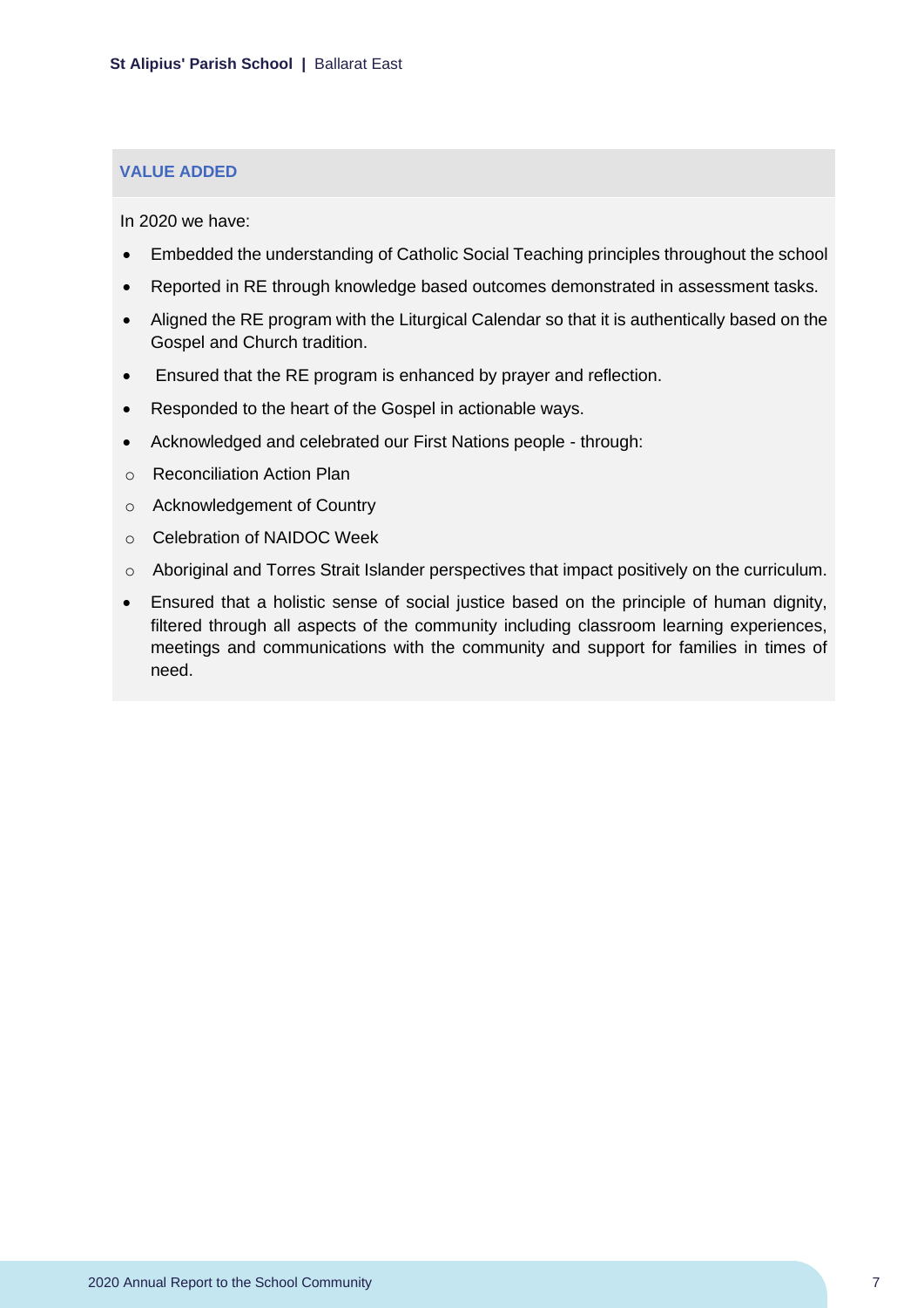## VALUE ADDED

In 2020 we have:

- Embedded the understanding of Catholic Social Teaching principles throughout the school
- Reported in RE through knowledge based outcomes demonstrated in assessment tasks.
- Aligned the RE program with the Liturgical Calendar so that it is authentically based on the Gospel and Church tradition.
- Ensured that the RE program is enhanced by prayer and reflection.
- Responded to the heart of the Gospel in actionable ways.
- Acknowledged and celebrated our First Nations people - through:
  - Reconciliation Action Plan
  - Acknowledgement of Country
  - Celebration of NAIDOC Week
  - Aboriginal and Torres Strait Islander perspectives that impact positively on the curriculum.
- Ensured that a holistic sense of social justice based on the principle of human dignity, filtered through all aspects of the community including classroom learning experiences, meetings and communications with the community and support for families in times of need.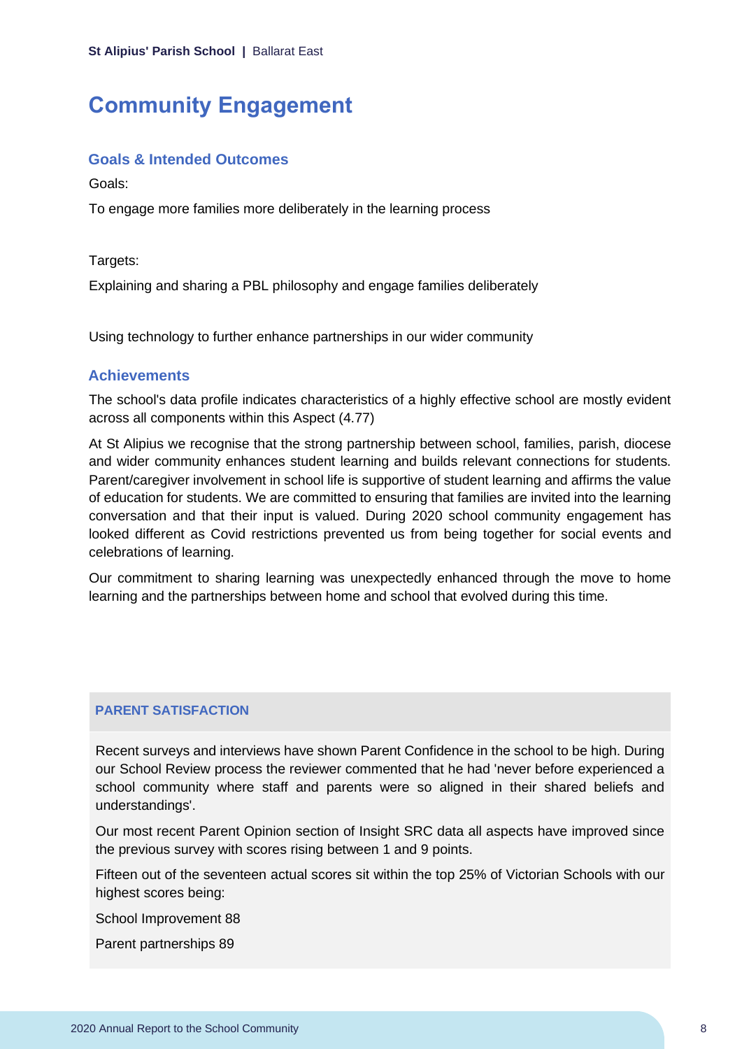# Community Engagement

## Goals & Intended Outcomes

Goals:

To engage more families more deliberately in the learning process

Targets:

Explaining and sharing a PBL philosophy and engage families deliberately

Using technology to further enhance partnerships in our wider community

## Achievements

The school's data profile indicates characteristics of a highly effective school are mostly evident across all components within this Aspect (4.77)

At St Alipius we recognise that the strong partnership between school, families, parish, diocese and wider community enhances student learning and builds relevant connections for students. Parent/caregiver involvement in school life is supportive of student learning and affirms the value of education for students. We are committed to ensuring that families are invited into the learning conversation and that their input is valued. During 2020 school community engagement has looked different as Covid restrictions prevented us from being together for social events and celebrations of learning.

Our commitment to sharing learning was unexpectedly enhanced through the move to home learning and the partnerships between home and school that evolved during this time.

### PARENT SATISFACTION

Recent surveys and interviews have shown Parent Confidence in the school to be high. During our School Review process the reviewer commented that he had 'never before experienced a school community where staff and parents were so aligned in their shared beliefs and understandings'.

Our most recent Parent Opinion section of Insight SRC data all aspects have improved since the previous survey with scores rising between 1 and 9 points.

Fifteen out of the seventeen actual scores sit within the top 25% of Victorian Schools with our highest scores being:

School Improvement 88

Parent partnerships 89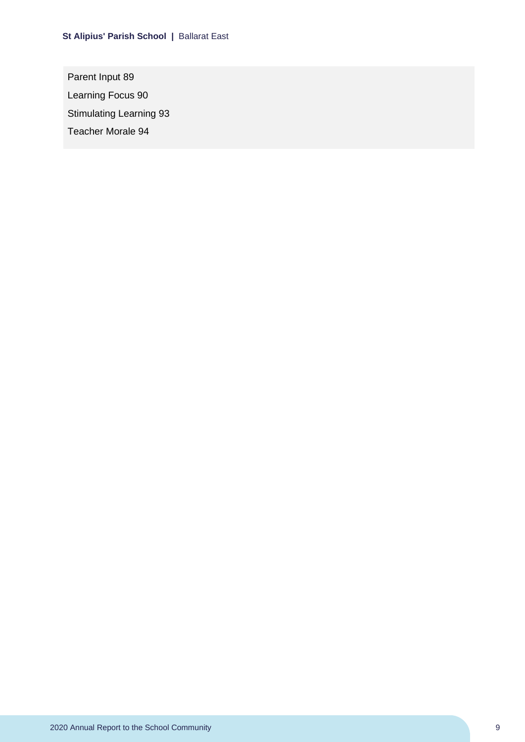Parent Input 89

Learning Focus 90

Stimulating Learning 93

Teacher Morale 94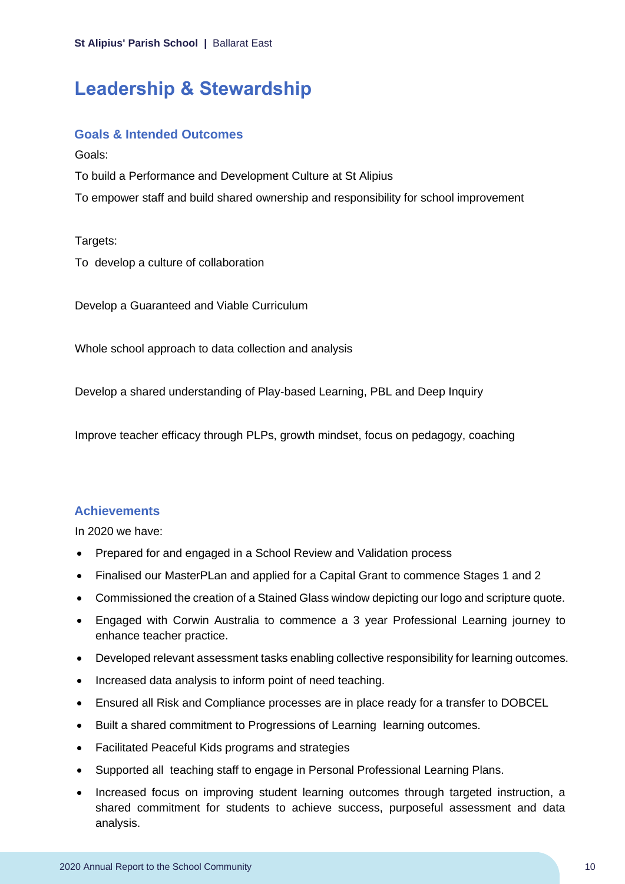# Leadership & Stewardship

## Goals & Intended Outcomes

Goals:

To build a Performance and Development Culture at St Alipius

To empower staff and build shared ownership and responsibility for school improvement

Targets:

To develop a culture of collaboration

Develop a Guaranteed and Viable Curriculum

Whole school approach to data collection and analysis

Develop a shared understanding of Play-based Learning, PBL and Deep Inquiry

Improve teacher efficacy through PLPs, growth mindset, focus on pedagogy, coaching

## Achievements

In 2020 we have:

- Prepared for and engaged in a School Review and Validation process
- Finalised our MasterPLan and applied for a Capital Grant to commence Stages 1 and 2
- Commissioned the creation of a Stained Glass window depicting our logo and scripture quote.
- Engaged with Corwin Australia to commence a 3 year Professional Learning journey to enhance teacher practice.
- Developed relevant assessment tasks enabling collective responsibility for learning outcomes.
- Increased data analysis to inform point of need teaching.
- Ensured all Risk and Compliance processes are in place ready for a transfer to DOBCEL
- Built a shared commitment to Progressions of Learning learning outcomes.
- Facilitated Peaceful Kids programs and strategies
- Supported all teaching staff to engage in Personal Professional Learning Plans.
- Increased focus on improving student learning outcomes through targeted instruction, a shared commitment for students to achieve success, purposeful assessment and data analysis.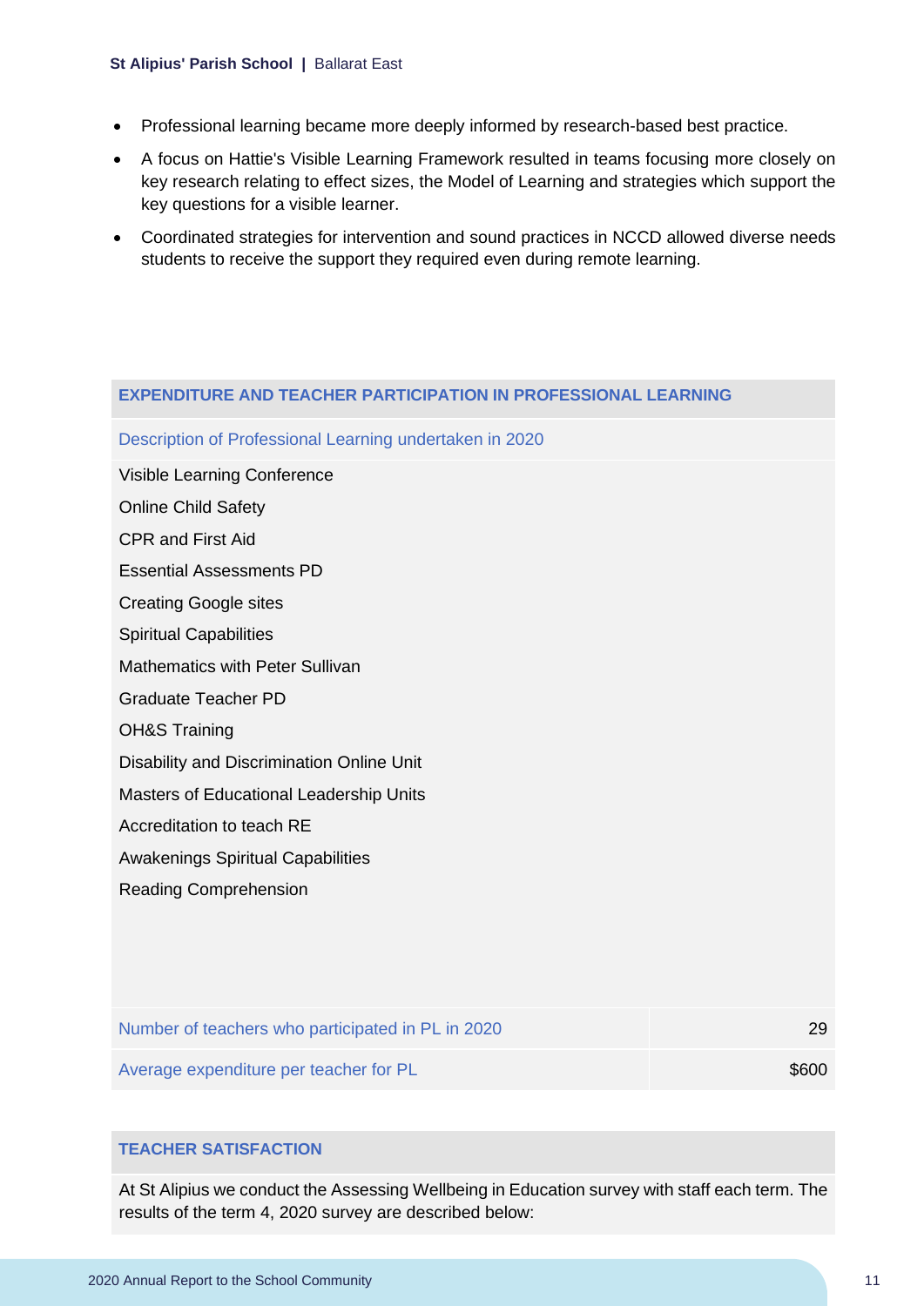- Professional learning became more deeply informed by research-based best practice.
- A focus on Hattie's Visible Learning Framework resulted in teams focusing more closely on key research relating to effect sizes, the Model of Learning and strategies which support the key questions for a visible learner.
- Coordinated strategies for intervention and sound practices in NCCD allowed diverse needs students to receive the support they required even during remote learning.

## EXPENDITURE AND TEACHER PARTICIPATION IN PROFESSIONAL LEARNING

**Description of Professional Learning undertaken in 2020**

Visible Learning Conference
Online Child Safety
CPR and First Aid
Essential Assessments PD
Creating Google sites
Spiritual Capabilities
Mathematics with Peter Sullivan
Graduate Teacher PD
OH&S Training
Disability and Discrimination Online Unit
Masters of Educational Leadership Units
Accreditation to teach RE
Awakenings Spiritual Capabilities
Reading Comprehension

| | |
|---|---|
| Number of teachers who participated in PL in 2020 | 29 |
| Average expenditure per teacher for PL | $600 |

## TEACHER SATISFACTION

At St Alipius we conduct the Assessing Wellbeing in Education survey with staff each term. The results of the term 4, 2020 survey are described below: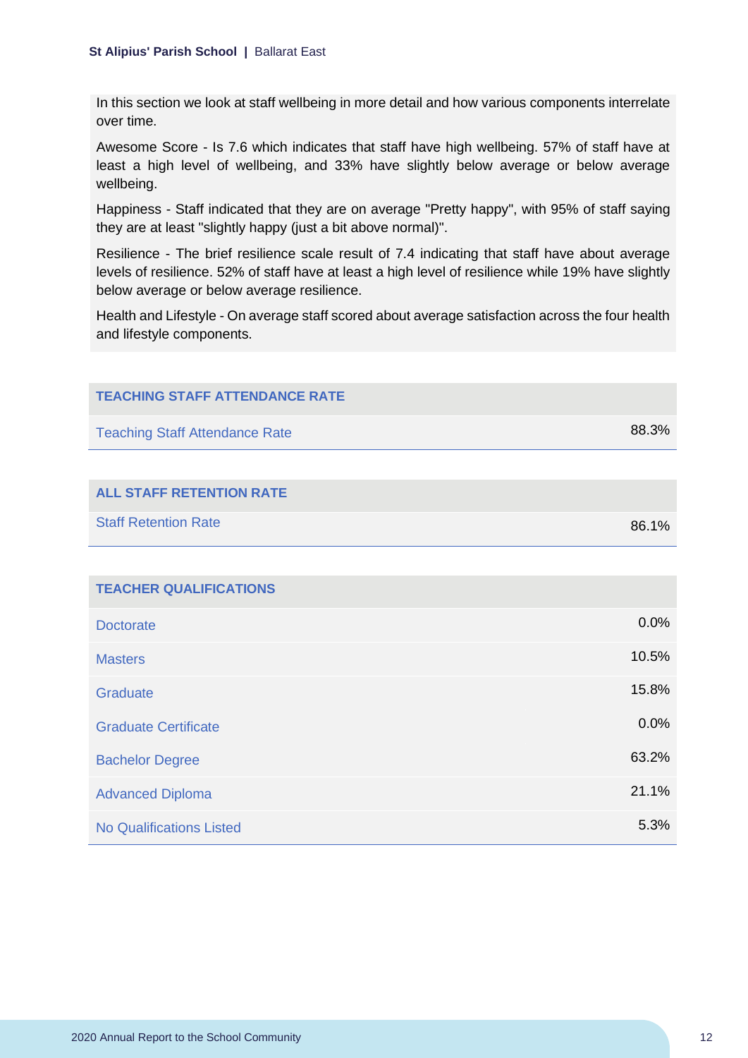In this section we look at staff wellbeing in more detail and how various components interrelate over time.

Awesome Score - Is 7.6 which indicates that staff have high wellbeing. 57% of staff have at least a high level of wellbeing, and 33% have slightly below average or below average wellbeing.

Happiness - Staff indicated that they are on average "Pretty happy", with 95% of staff saying they are at least "slightly happy (just a bit above normal)".

Resilience - The brief resilience scale result of 7.4 indicating that staff have about average levels of resilience. 52% of staff have at least a high level of resilience while 19% have slightly below average or below average resilience.

Health and Lifestyle - On average staff scored about average satisfaction across the four health and lifestyle components.

| TEACHING STAFF ATTENDANCE RATE | |
|---|---|
| Teaching Staff Attendance Rate | 88.3% |

| ALL STAFF RETENTION RATE | |
|---|---|
| Staff Retention Rate | 86.1% |

| TEACHER QUALIFICATIONS | |
|---|---|
| Doctorate | 0.0% |
| Masters | 10.5% |
| Graduate | 15.8% |
| Graduate Certificate | 0.0% |
| Bachelor Degree | 63.2% |
| Advanced Diploma | 21.1% |
| No Qualifications Listed | 5.3% |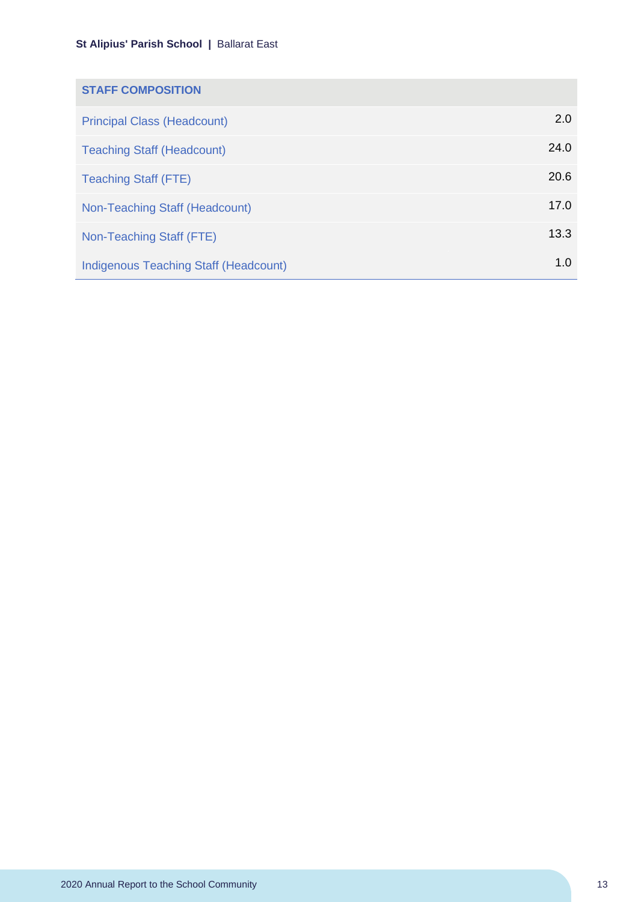| STAFF COMPOSITION | |
|---|---|
| Principal Class (Headcount) | 2.0 |
| Teaching Staff (Headcount) | 24.0 |
| Teaching Staff (FTE) | 20.6 |
| Non-Teaching Staff (Headcount) | 17.0 |
| Non-Teaching Staff (FTE) | 13.3 |
| Indigenous Teaching Staff (Headcount) | 1.0 |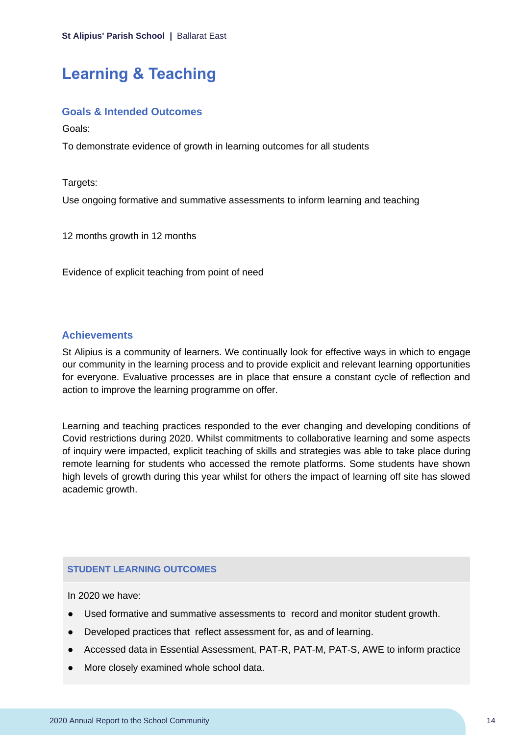# Learning & Teaching

## Goals & Intended Outcomes

Goals:

To demonstrate evidence of growth in learning outcomes for all students

Targets:

Use ongoing formative and summative assessments to inform learning and teaching

12 months growth in 12 months

Evidence of explicit teaching from point of need

## Achievements

St Alipius is a community of learners. We continually look for effective ways in which to engage our community in the learning process and to provide explicit and relevant learning opportunities for everyone. Evaluative processes are in place that ensure a constant cycle of reflection and action to improve the learning programme on offer.

Learning and teaching practices responded to the ever changing and developing conditions of Covid restrictions during 2020. Whilst commitments to collaborative learning and some aspects of inquiry were impacted, explicit teaching of skills and strategies was able to take place during remote learning for students who accessed the remote platforms. Some students have shown high levels of growth during this year whilst for others the impact of learning off site has slowed academic growth.

### STUDENT LEARNING OUTCOMES

In 2020 we have:

- Used formative and summative assessments to record and monitor student growth.
- Developed practices that reflect assessment for, as and of learning.
- Accessed data in Essential Assessment, PAT-R, PAT-M, PAT-S, AWE to inform practice
- More closely examined whole school data.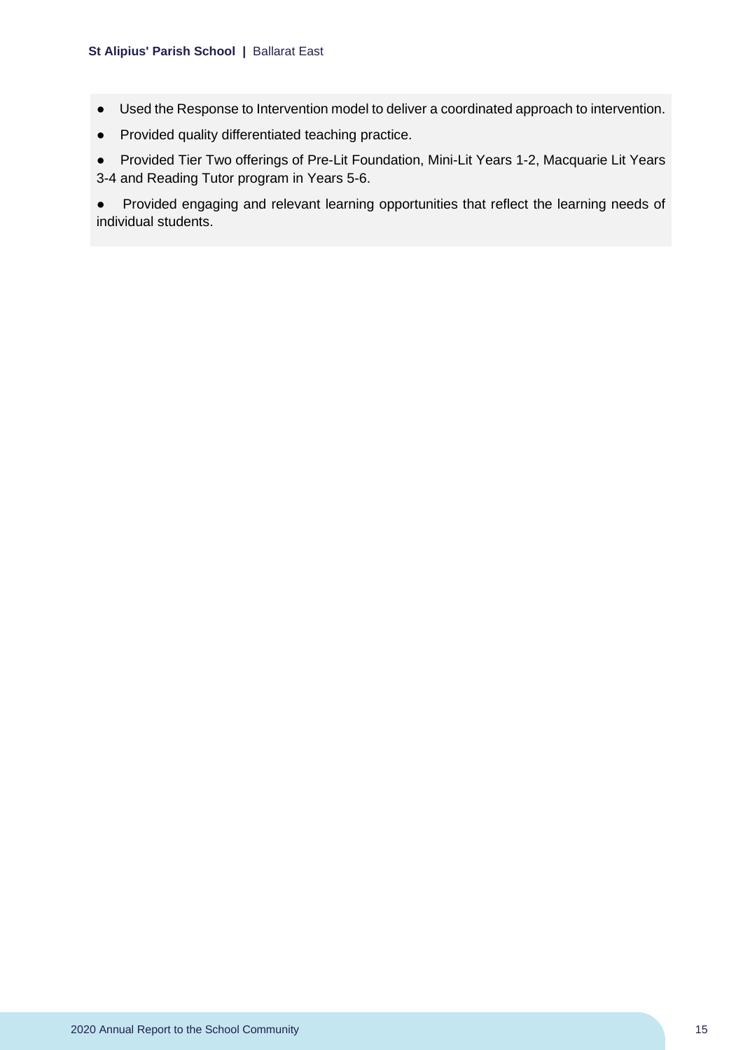- Used the Response to Intervention model to deliver a coordinated approach to intervention.
- Provided quality differentiated teaching practice.
- Provided Tier Two offerings of Pre-Lit Foundation, Mini-Lit Years 1-2, Macquarie Lit Years 3-4 and Reading Tutor program in Years 5-6.
- Provided engaging and relevant learning opportunities that reflect the learning needs of individual students.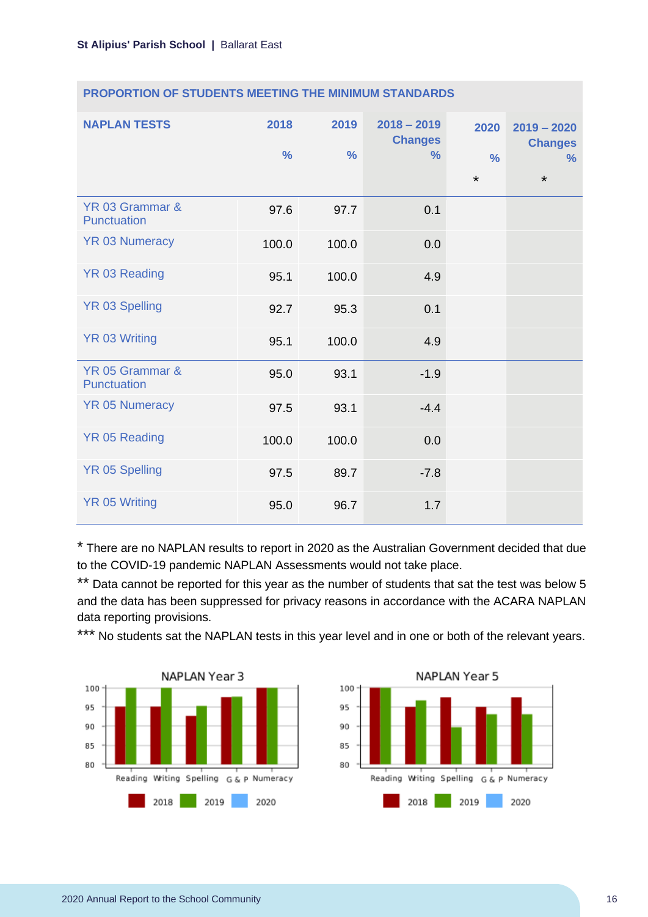| PROPORTION OF STUDENTS MEETING THE MINIMUM STANDARDS | | | | | |
|---|---|---|---|---|---|
| NAPLAN TESTS | 2018 % | 2019 % | 2018 – 2019 Changes % | 2020 % * | 2019 – 2020 Changes % * |
| YR 03 Grammar & Punctuation | 97.6 | 97.7 | 0.1 | | |
| YR 03 Numeracy | 100.0 | 100.0 | 0.0 | | |
| YR 03 Reading | 95.1 | 100.0 | 4.9 | | |
| YR 03 Spelling | 92.7 | 95.3 | 0.1 | | |
| YR 03 Writing | 95.1 | 100.0 | 4.9 | | |
| YR 05 Grammar & Punctuation | 95.0 | 93.1 | -1.9 | | |
| YR 05 Numeracy | 97.5 | 93.1 | -4.4 | | |
| YR 05 Reading | 100.0 | 100.0 | 0.0 | | |
| YR 05 Spelling | 97.5 | 89.7 | -7.8 | | |
| YR 05 Writing | 95.0 | 96.7 | 1.7 | | |

* There are no NAPLAN results to report in 2020 as the Australian Government decided that due to the COVID-19 pandemic NAPLAN Assessments would not take place.

** Data cannot be reported for this year as the number of students that sat the test was below 5 and the data has been suppressed for privacy reasons in accordance with the ACARA NAPLAN data reporting provisions.

*** No students sat the NAPLAN tests in this year level and in one or both of the relevant years.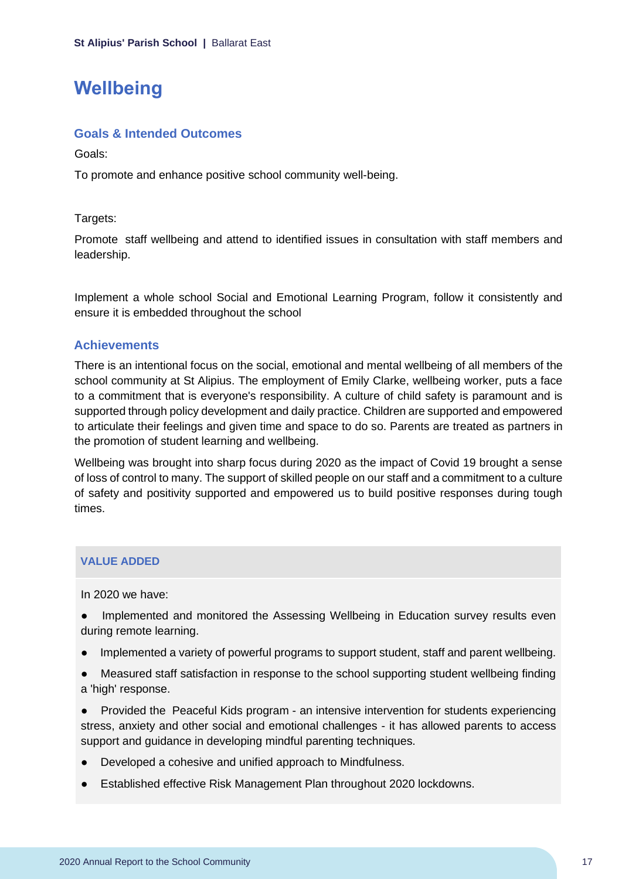# Wellbeing

## Goals & Intended Outcomes

Goals:

To promote and enhance positive school community well-being.

Targets:

Promote staff wellbeing and attend to identified issues in consultation with staff members and leadership.

Implement a whole school Social and Emotional Learning Program, follow it consistently and ensure it is embedded throughout the school

## Achievements

There is an intentional focus on the social, emotional and mental wellbeing of all members of the school community at St Alipius. The employment of Emily Clarke, wellbeing worker, puts a face to a commitment that is everyone's responsibility. A culture of child safety is paramount and is supported through policy development and daily practice. Children are supported and empowered to articulate their feelings and given time and space to do so. Parents are treated as partners in the promotion of student learning and wellbeing.

Wellbeing was brought into sharp focus during 2020 as the impact of Covid 19 brought a sense of loss of control to many. The support of skilled people on our staff and a commitment to a culture of safety and positivity supported and empowered us to build positive responses during tough times.

### VALUE ADDED

In 2020 we have:

- Implemented and monitored the Assessing Wellbeing in Education survey results even during remote learning.
- Implemented a variety of powerful programs to support student, staff and parent wellbeing.
- Measured staff satisfaction in response to the school supporting student wellbeing finding a 'high' response.
- Provided the Peaceful Kids program - an intensive intervention for students experiencing stress, anxiety and other social and emotional challenges - it has allowed parents to access support and guidance in developing mindful parenting techniques.
- Developed a cohesive and unified approach to Mindfulness.
- Established effective Risk Management Plan throughout 2020 lockdowns.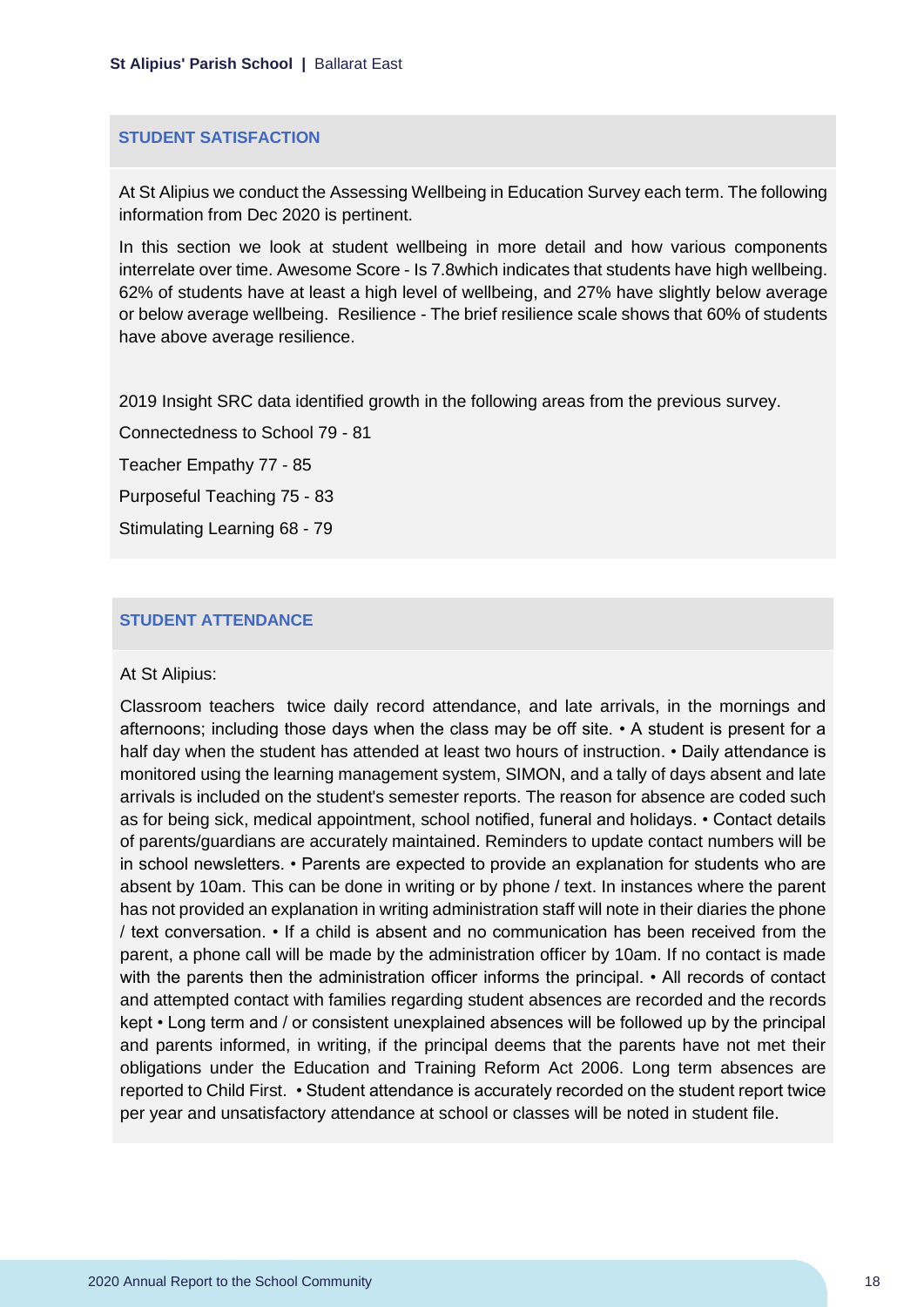## STUDENT SATISFACTION

At St Alipius we conduct the Assessing Wellbeing in Education Survey each term. The following information from Dec 2020 is pertinent.

In this section we look at student wellbeing in more detail and how various components interrelate over time. Awesome Score - Is 7.8which indicates that students have high wellbeing. 62% of students have at least a high level of wellbeing, and 27% have slightly below average or below average wellbeing. Resilience - The brief resilience scale shows that 60% of students have above average resilience.

2019 Insight SRC data identified growth in the following areas from the previous survey.

Connectedness to School 79 - 81

Teacher Empathy 77 - 85

Purposeful Teaching 75 - 83

Stimulating Learning 68 - 79

## STUDENT ATTENDANCE

At St Alipius:

Classroom teachers twice daily record attendance, and late arrivals, in the mornings and afternoons; including those days when the class may be off site. • A student is present for a half day when the student has attended at least two hours of instruction. • Daily attendance is monitored using the learning management system, SIMON, and a tally of days absent and late arrivals is included on the student's semester reports. The reason for absence are coded such as for being sick, medical appointment, school notified, funeral and holidays. • Contact details of parents/guardians are accurately maintained. Reminders to update contact numbers will be in school newsletters. • Parents are expected to provide an explanation for students who are absent by 10am. This can be done in writing or by phone / text. In instances where the parent has not provided an explanation in writing administration staff will note in their diaries the phone / text conversation. • If a child is absent and no communication has been received from the parent, a phone call will be made by the administration officer by 10am. If no contact is made with the parents then the administration officer informs the principal. • All records of contact and attempted contact with families regarding student absences are recorded and the records kept • Long term and / or consistent unexplained absences will be followed up by the principal and parents informed, in writing, if the principal deems that the parents have not met their obligations under the Education and Training Reform Act 2006. Long term absences are reported to Child First. • Student attendance is accurately recorded on the student report twice per year and unsatisfactory attendance at school or classes will be noted in student file.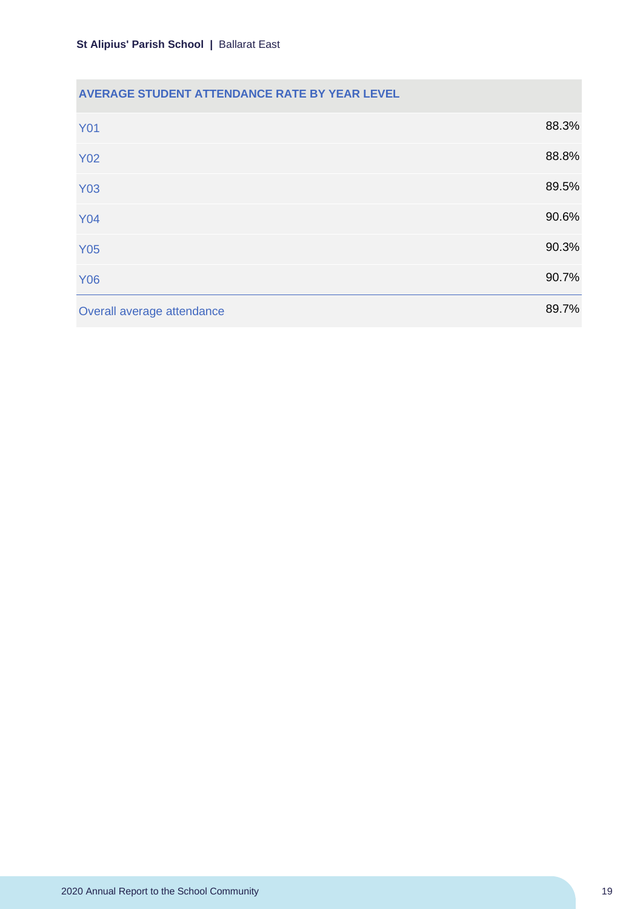| AVERAGE STUDENT ATTENDANCE RATE BY YEAR LEVEL | |
|---|---|
| Y01 | 88.3% |
| Y02 | 88.8% |
| Y03 | 89.5% |
| Y04 | 90.6% |
| Y05 | 90.3% |
| Y06 | 90.7% |
| Overall average attendance | 89.7% |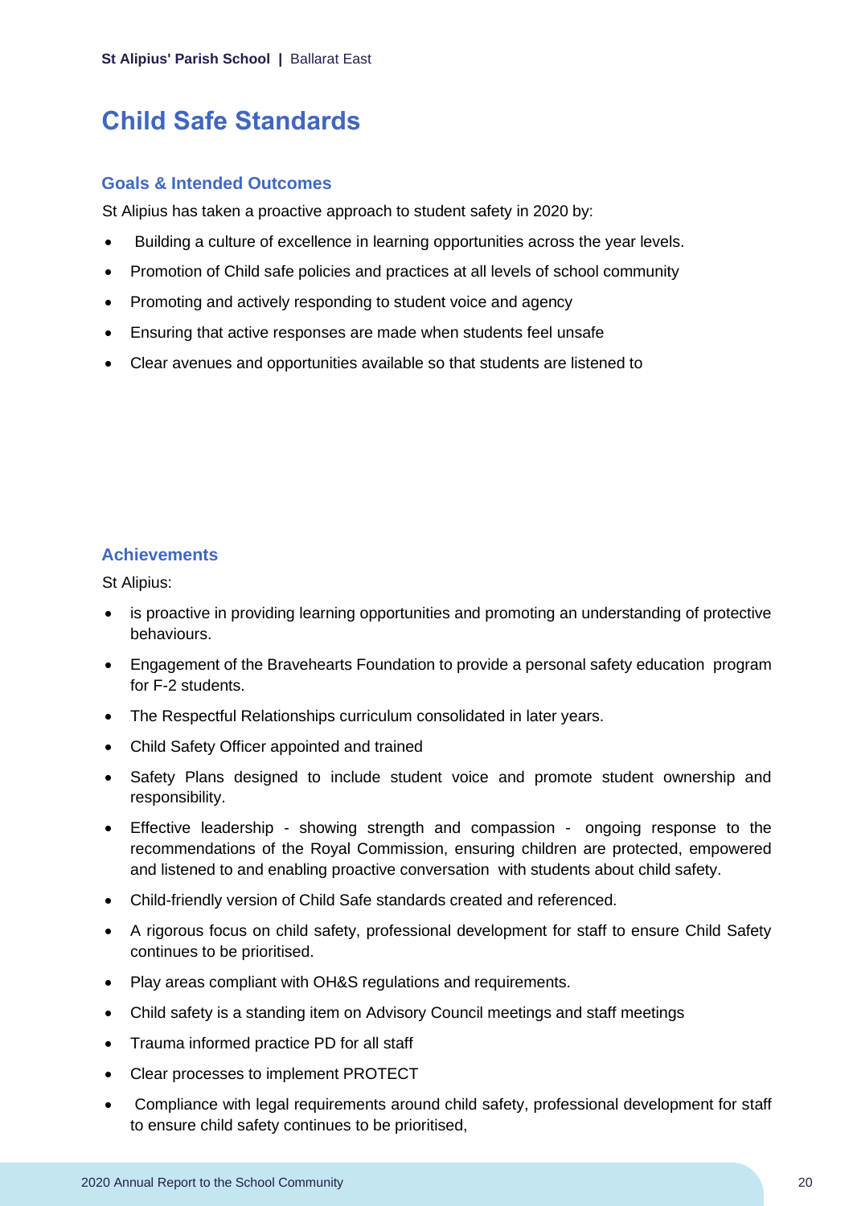# Child Safe Standards

## Goals & Intended Outcomes

St Alipius has taken a proactive approach to student safety in 2020 by:

- Building a culture of excellence in learning opportunities across the year levels.
- Promotion of Child safe policies and practices at all levels of school community
- Promoting and actively responding to student voice and agency
- Ensuring that active responses are made when students feel unsafe
- Clear avenues and opportunities available so that students are listened to

## Achievements

St Alipius:

- is proactive in providing learning opportunities and promoting an understanding of protective behaviours.
- Engagement of the Bravehearts Foundation to provide a personal safety education program for F-2 students.
- The Respectful Relationships curriculum consolidated in later years.
- Child Safety Officer appointed and trained
- Safety Plans designed to include student voice and promote student ownership and responsibility.
- Effective leadership - showing strength and compassion - ongoing response to the recommendations of the Royal Commission, ensuring children are protected, empowered and listened to and enabling proactive conversation with students about child safety.
- Child-friendly version of Child Safe standards created and referenced.
- A rigorous focus on child safety, professional development for staff to ensure Child Safety continues to be prioritised.
- Play areas compliant with OH&S regulations and requirements.
- Child safety is a standing item on Advisory Council meetings and staff meetings
- Trauma informed practice PD for all staff
- Clear processes to implement PROTECT
- Compliance with legal requirements around child safety, professional development for staff to ensure child safety continues to be prioritised,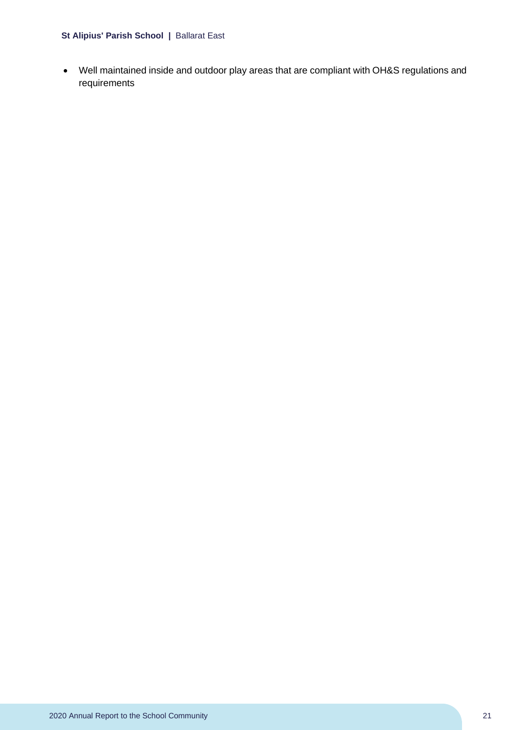- Well maintained inside and outdoor play areas that are compliant with OH&S regulations and requirements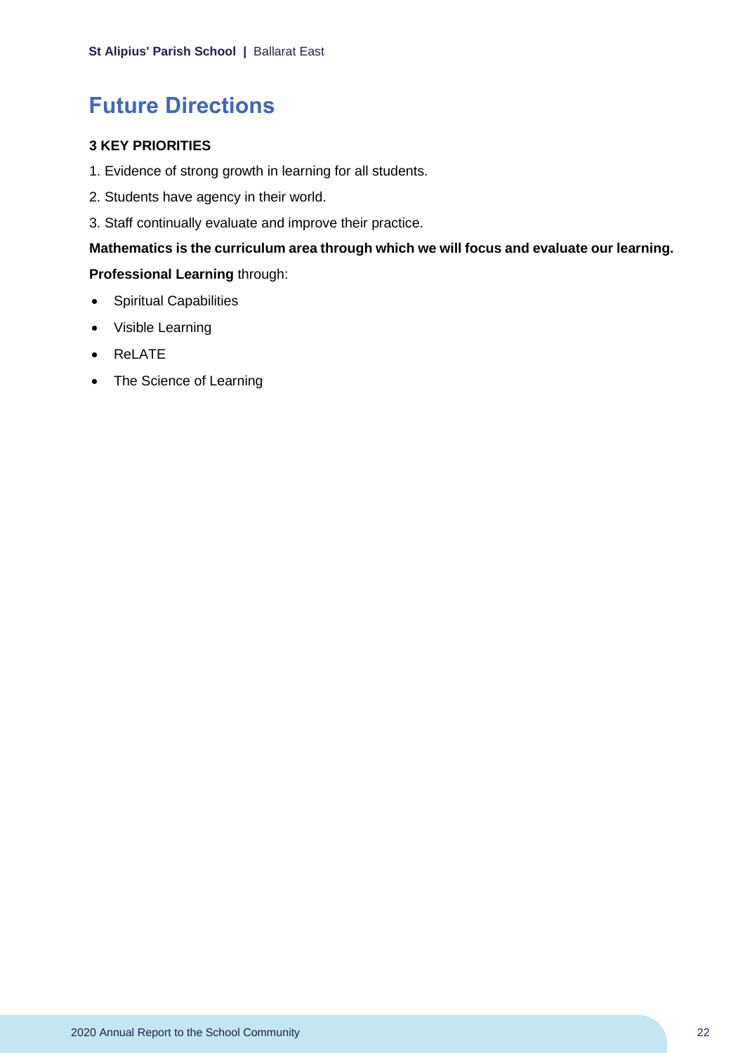# Future Directions

**3 KEY PRIORITIES**

1. Evidence of strong growth in learning for all students.
2. Students have agency in their world.
3. Staff continually evaluate and improve their practice.

**Mathematics is the curriculum area through which we will focus and evaluate our learning.**

**Professional Learning** through:

- Spiritual Capabilities
- Visible Learning
- ReLATE
- The Science of Learning